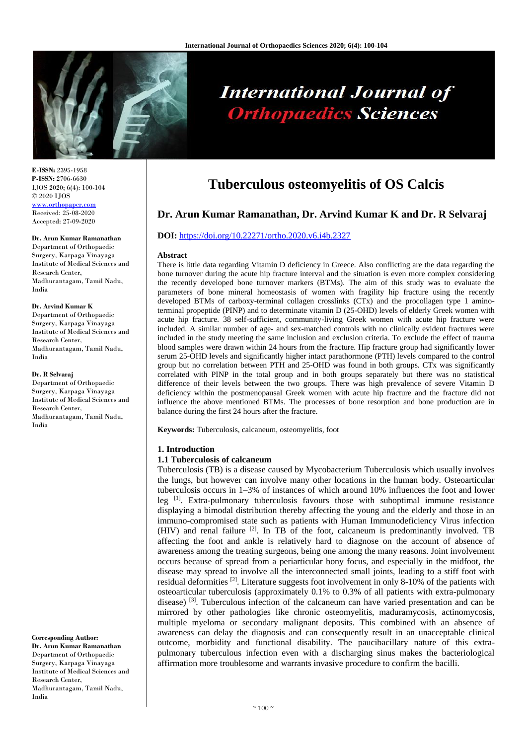E-ISSN: 2395-1958
P-ISSN: 2706-6630
IJOS 2020; 6(4): 100-104
© 2020 IJOS
www.orthopaper.com
Received: 25-08-2020
Accepted: 27-09-2020

**Dr. Arun Kumar Ramanathan**
Department of Orthopaedic Surgery, Karpaga Vinayaga Institute of Medical Sciences and Research Center, Madhurantagam, Tamil Nadu, India

**Dr. Arvind Kumar K**
Department of Orthopaedic Surgery, Karpaga Vinayaga Institute of Medical Sciences and Research Center, Madhurantagam, Tamil Nadu, India

**Dr. R Selvaraj**
Department of Orthopaedic Surgery, Karpaga Vinayaga Institute of Medical Sciences and Research Center, Madhurantagam, Tamil Nadu, India

**Corresponding Author:**
**Dr. Arun Kumar Ramanathan**
Department of Orthopaedic Surgery, Karpaga Vinayaga Institute of Medical Sciences and Research Center, Madhurantagam, Tamil Nadu, India

# Tuberculous osteomyelitis of OS Calcis

## Dr. Arun Kumar Ramanathan, Dr. Arvind Kumar K and Dr. R Selvaraj

**DOI:** https://doi.org/10.22271/ortho.2020.v6.i4b.2327

### Abstract

There is little data regarding Vitamin D deficiency in Greece. Also conflicting are the data regarding the bone turnover during the acute hip fracture interval and the situation is even more complex considering the recently developed bone turnover markers (BTMs). The aim of this study was to evaluate the parameters of bone mineral homeostasis of women with fragility hip fracture using the recently developed BTMs of carboxy-terminal collagen crosslinks (CTx) and the procollagen type 1 amino-terminal propeptide (PINP) and to determinate vitamin D (25-OHD) levels of elderly Greek women with acute hip fracture. 38 self-sufficient, community-living Greek women with acute hip fracture were included. A similar number of age- and sex-matched controls with no clinically evident fractures were included in the study meeting the same inclusion and exclusion criteria. To exclude the effect of trauma blood samples were drawn within 24 hours from the fracture. Hip fracture group had significantly lower serum 25-OHD levels and significantly higher intact parathormone (PTH) levels compared to the control group but no correlation between PTH and 25-OHD was found in both groups. CTx was significantly correlated with PINP in the total group and in both groups separately but there was no statistical difference of their levels between the two groups. There was high prevalence of severe Vitamin D deficiency within the postmenopausal Greek women with acute hip fracture and the fracture did not influence the above mentioned BTMs. The processes of bone resorption and bone production are in balance during the first 24 hours after the fracture.

**Keywords:** Tuberculosis, calcaneum, osteomyelitis, foot

### 1. Introduction

#### 1.1 Tuberculosis of calcaneum

Tuberculosis (TB) is a disease caused by Mycobacterium Tuberculosis which usually involves the lungs, but however can involve many other locations in the human body. Osteoarticular tuberculosis occurs in 1–3% of instances of which around 10% influences the foot and lower leg [1]. Extra-pulmonary tuberculosis favours those with suboptimal immune resistance displaying a bimodal distribution thereby affecting the young and the elderly and those in an immuno-compromised state such as patients with Human Immunodeficiency Virus infection (HIV) and renal failure [2]. In TB of the foot, calcaneum is predominantly involved. TB affecting the foot and ankle is relatively hard to diagnose on the account of absence of awareness among the treating surgeons, being one among the many reasons. Joint involvement occurs because of spread from a periarticular bony focus, and especially in the midfoot, the disease may spread to involve all the interconnected small joints, leading to a stiff foot with residual deformities [2]. Literature suggests foot involvement in only 8-10% of the patients with osteoarticular tuberculosis (approximately 0.1% to 0.3% of all patients with extra-pulmonary disease) [3]. Tuberculous infection of the calcaneum can have varied presentation and can be mirrored by other pathologies like chronic osteomyelitis, maduramycosis, actinomycosis, multiple myeloma or secondary malignant deposits. This combined with an absence of awareness can delay the diagnosis and can consequently result in an unacceptable clinical outcome, morbidity and functional disability. The paucibacillary nature of this extra-pulmonary tuberculous infection even with a discharging sinus makes the bacteriological affirmation more troublesome and warrants invasive procedure to confirm the bacilli.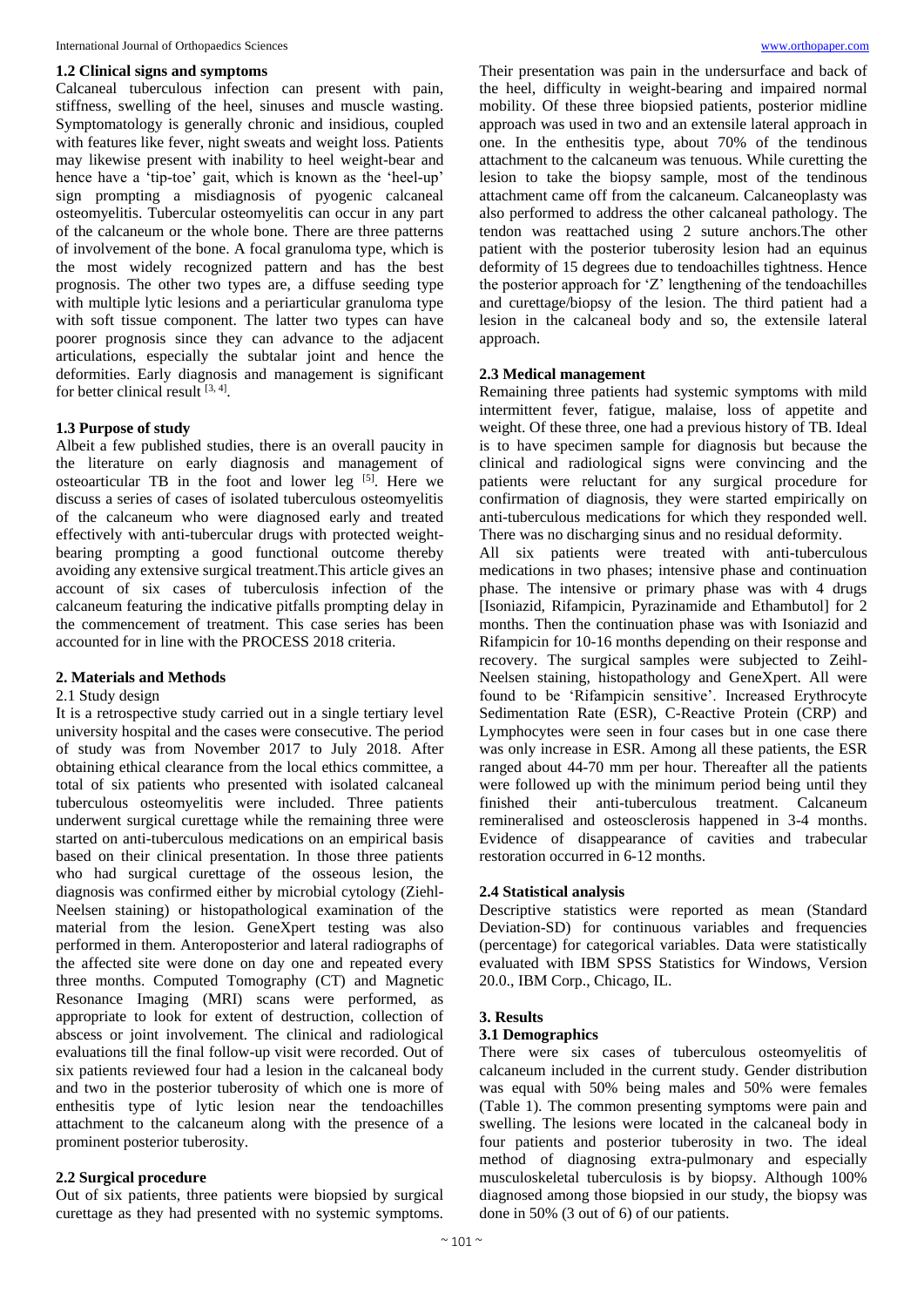### 1.2 Clinical signs and symptoms

Calcaneal tuberculous infection can present with pain, stiffness, swelling of the heel, sinuses and muscle wasting. Symptomatology is generally chronic and insidious, coupled with features like fever, night sweats and weight loss. Patients may likewise present with inability to heel weight-bear and hence have a 'tip-toe' gait, which is known as the 'heel-up' sign prompting a misdiagnosis of pyogenic calcaneal osteomyelitis. Tubercular osteomyelitis can occur in any part of the calcaneum or the whole bone. There are three patterns of involvement of the bone. A focal granuloma type, which is the most widely recognized pattern and has the best prognosis. The other two types are, a diffuse seeding type with multiple lytic lesions and a periarticular granuloma type with soft tissue component. The latter two types can have poorer prognosis since they can advance to the adjacent articulations, especially the subtalar joint and hence the deformities. Early diagnosis and management is significant for better clinical result [3, 4].

### 1.3 Purpose of study

Albeit a few published studies, there is an overall paucity in the literature on early diagnosis and management of osteoarticular TB in the foot and lower leg [5]. Here we discuss a series of cases of isolated tuberculous osteomyelitis of the calcaneum who were diagnosed early and treated effectively with anti-tubercular drugs with protected weight-bearing prompting a good functional outcome thereby avoiding any extensive surgical treatment.This article gives an account of six cases of tuberculosis infection of the calcaneum featuring the indicative pitfalls prompting delay in the commencement of treatment. This case series has been accounted for in line with the PROCESS 2018 criteria.

## 2. Materials and Methods

2.1 Study design

It is a retrospective study carried out in a single tertiary level university hospital and the cases were consecutive. The period of study was from November 2017 to July 2018. After obtaining ethical clearance from the local ethics committee, a total of six patients who presented with isolated calcaneal tuberculous osteomyelitis were included. Three patients underwent surgical curettage while the remaining three were started on anti-tuberculous medications on an empirical basis based on their clinical presentation. In those three patients who had surgical curettage of the osseous lesion, the diagnosis was confirmed either by microbial cytology (Ziehl-Neelsen staining) or histopathological examination of the material from the lesion. GeneXpert testing was also performed in them. Anteroposterior and lateral radiographs of the affected site were done on day one and repeated every three months. Computed Tomography (CT) and Magnetic Resonance Imaging (MRI) scans were performed, as appropriate to look for extent of destruction, collection of abscess or joint involvement. The clinical and radiological evaluations till the final follow-up visit were recorded. Out of six patients reviewed four had a lesion in the calcaneal body and two in the posterior tuberosity of which one is more of enthesitis type of lytic lesion near the tendoachilles attachment to the calcaneum along with the presence of a prominent posterior tuberosity.

### 2.2 Surgical procedure

Out of six patients, three patients were biopsied by surgical curettage as they had presented with no systemic symptoms. Their presentation was pain in the undersurface and back of the heel, difficulty in weight-bearing and impaired normal mobility. Of these three biopsied patients, posterior midline approach was used in two and an extensile lateral approach in one. In the enthesitis type, about 70% of the tendinous attachment to the calcaneum was tenuous. While curetting the lesion to take the biopsy sample, most of the tendinous attachment came off from the calcaneum. Calcaneoplasty was also performed to address the other calcaneal pathology. The tendon was reattached using 2 suture anchors.The other patient with the posterior tuberosity lesion had an equinus deformity of 15 degrees due to tendoachilles tightness. Hence the posterior approach for 'Z' lengthening of the tendoachilles and curettage/biopsy of the lesion. The third patient had a lesion in the calcaneal body and so, the extensile lateral approach.

### 2.3 Medical management

Remaining three patients had systemic symptoms with mild intermittent fever, fatigue, malaise, loss of appetite and weight. Of these three, one had a previous history of TB. Ideal is to have specimen sample for diagnosis but because the clinical and radiological signs were convincing and the patients were reluctant for any surgical procedure for confirmation of diagnosis, they were started empirically on anti-tuberculous medications for which they responded well. There was no discharging sinus and no residual deformity.

All six patients were treated with anti-tuberculous medications in two phases; intensive phase and continuation phase. The intensive or primary phase was with 4 drugs [Isoniazid, Rifampicin, Pyrazinamide and Ethambutol] for 2 months. Then the continuation phase was with Isoniazid and Rifampicin for 10-16 months depending on their response and recovery. The surgical samples were subjected to Zeihl-Neelsen staining, histopathology and GeneXpert. All were found to be 'Rifampicin sensitive'. Increased Erythrocyte Sedimentation Rate (ESR), C-Reactive Protein (CRP) and Lymphocytes were seen in four cases but in one case there was only increase in ESR. Among all these patients, the ESR ranged about 44-70 mm per hour. Thereafter all the patients were followed up with the minimum period being until they finished their anti-tuberculous treatment. Calcaneum remineralised and osteosclerosis happened in 3-4 months. Evidence of disappearance of cavities and trabecular restoration occurred in 6-12 months.

### 2.4 Statistical analysis

Descriptive statistics were reported as mean (Standard Deviation-SD) for continuous variables and frequencies (percentage) for categorical variables. Data were statistically evaluated with IBM SPSS Statistics for Windows, Version 20.0., IBM Corp., Chicago, IL.

## 3. Results

### 3.1 Demographics

There were six cases of tuberculous osteomyelitis of calcaneum included in the current study. Gender distribution was equal with 50% being males and 50% were females (Table 1). The common presenting symptoms were pain and swelling. The lesions were located in the calcaneal body in four patients and posterior tuberosity in two. The ideal method of diagnosing extra-pulmonary and especially musculoskeletal tuberculosis is by biopsy. Although 100% diagnosed among those biopsied in our study, the biopsy was done in 50% (3 out of 6) of our patients.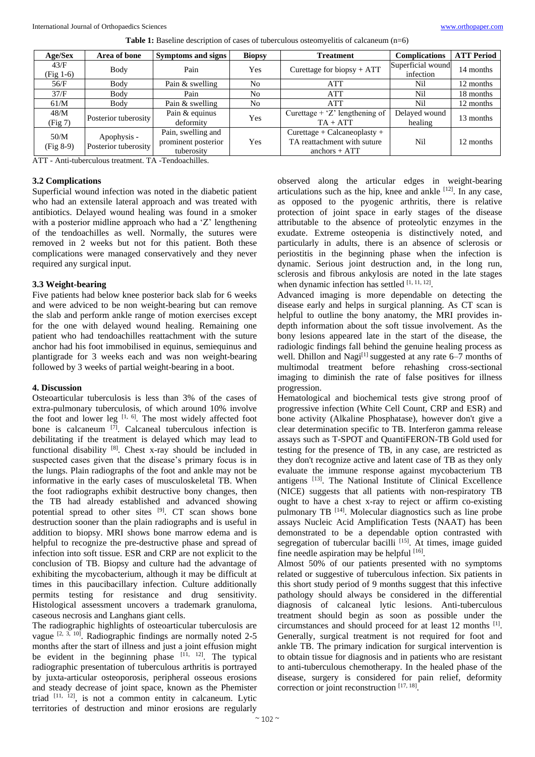**Table 1:** Baseline description of cases of tuberculous osteomyelitis of calcaneum (n=6)

| Age/Sex | Area of bone | Symptoms and signs | Biopsy | Treatment | Complications | ATT Period |
|---|---|---|---|---|---|---|
| 43/F (Fig 1-6) | Body | Pain | Yes | Curettage for biopsy + ATT | Superficial wound infection | 14 months |
| 56/F | Body | Pain & swelling | No | ATT | Nil | 12 months |
| 37/F | Body | Pain | No | ATT | Nil | 18 months |
| 61/M | Body | Pain & swelling | No | ATT | Nil | 12 months |
| 48/M (Fig 7) | Posterior tuberosity | Pain & equinus deformity | Yes | Curettage + 'Z' lengthening of TA + ATT | Delayed wound healing | 13 months |
| 50/M (Fig 8-9) | Apophysis - Posterior tuberosity | Pain, swelling and prominent posterior tuberosity | Yes | Curettage + Calcaneoplasty + TA reattachment with suture anchors + ATT | Nil | 12 months |

ATT - Anti-tuberculous treatment. TA -Tendoachilles.

### 3.2 Complications

Superficial wound infection was noted in the diabetic patient who had an extensile lateral approach and was treated with antibiotics. Delayed wound healing was found in a smoker with a posterior midline approach who had a 'Z' lengthening of the tendoachilles as well. Normally, the sutures were removed in 2 weeks but not for this patient. Both these complications were managed conservatively and they never required any surgical input.

### 3.3 Weight-bearing

Five patients had below knee posterior back slab for 6 weeks and were adviced to be non weight-bearing but can remove the slab and perform ankle range of motion exercises except for the one with delayed wound healing. Remaining one patient who had tendoachilles reattachment with the suture anchor had his foot immobilised in equinus, semiequinus and plantigrade for 3 weeks each and was non weight-bearing followed by 3 weeks of partial weight-bearing in a boot.

## 4. Discussion

Osteoarticular tuberculosis is less than 3% of the cases of extra-pulmonary tuberculosis, of which around 10% involve the foot and lower leg [1, 6]. The most widely affected foot bone is calcaneum [7]. Calcaneal tuberculous infection is debilitating if the treatment is delayed which may lead to functional disability [8]. Chest x-ray should be included in suspected cases given that the disease's primary focus is in the lungs. Plain radiographs of the foot and ankle may not be informative in the early cases of musculoskeletal TB. When the foot radiographs exhibit destructive bony changes, then the TB had already established and advanced showing potential spread to other sites [9]. CT scan shows bone destruction sooner than the plain radiographs and is useful in addition to biopsy. MRI shows bone marrow edema and is helpful to recognize the pre-destructive phase and spread of infection into soft tissue. ESR and CRP are not explicit to the conclusion of TB. Biopsy and culture had the advantage of exhibiting the mycobacterium, although it may be difficult at times in this paucibacillary infection. Culture additionally permits testing for resistance and drug sensitivity. Histological assessment uncovers a trademark granuloma, caseous necrosis and Langhans giant cells.

The radiographic highlights of osteoarticular tuberculosis are vague [2, 3, 10]. Radiographic findings are normally noted 2-5 months after the start of illness and just a joint effusion might be evident in the beginning phase [11, 12]. The typical radiographic presentation of tuberculous arthritis is portrayed by juxta-articular osteoporosis, peripheral osseous erosions and steady decrease of joint space, known as the Phemister triad [11, 12], is not a common entity in calcaneum. Lytic territories of destruction and minor erosions are regularly observed along the articular edges in weight-bearing articulations such as the hip, knee and ankle [12]. In any case, as opposed to the pyogenic arthritis, there is relative protection of joint space in early stages of the disease attributable to the absence of proteolytic enzymes in the exudate. Extreme osteopenia is distinctively noted, and particularly in adults, there is an absence of sclerosis or periostitis in the beginning phase when the infection is dynamic. Serious joint destruction and, in the long run, sclerosis and fibrous ankylosis are noted in the late stages when dynamic infection has settled [1, 11, 12].

Advanced imaging is more dependable on detecting the disease early and helps in surgical planning. As CT scan is helpful to outline the bony anatomy, the MRI provides in-depth information about the soft tissue involvement. As the bony lesions appeared late in the start of the disease, the radiologic findings fall behind the genuine healing process as well. Dhillon and Nagi[1] suggested at any rate 6–7 months of multimodal treatment before rehashing cross-sectional imaging to diminish the rate of false positives for illness progression.

Hematological and biochemical tests give strong proof of progressive infection (White Cell Count, CRP and ESR) and bone activity (Alkaline Phosphatase), however don't give a clear determination specific to TB. Interferon gamma release assays such as T-SPOT and QuantiFERON-TB Gold used for testing for the presence of TB, in any case, are restricted as they don't recognize active and latent case of TB as they only evaluate the immune response against mycobacterium TB antigens [13]. The National Institute of Clinical Excellence (NICE) suggests that all patients with non-respiratory TB ought to have a chest x-ray to reject or affirm co-existing pulmonary TB [14]. Molecular diagnostics such as line probe assays Nucleic Acid Amplification Tests (NAAT) has been demonstrated to be a dependable option contrasted with segregation of tubercular bacilli [15]. At times, image guided fine needle aspiration may be helpful [16].

Almost 50% of our patients presented with no symptoms related or suggestive of tuberculous infection. Six patients in this short study period of 9 months suggest that this infective pathology should always be considered in the differential diagnosis of calcaneal lytic lesions. Anti-tuberculous treatment should begin as soon as possible under the circumstances and should proceed for at least 12 months [1]. Generally, surgical treatment is not required for foot and ankle TB. The primary indication for surgical intervention is to obtain tissue for diagnosis and in patients who are resistant to anti-tuberculous chemotherapy. In the healed phase of the disease, surgery is considered for pain relief, deformity correction or joint reconstruction [17, 18].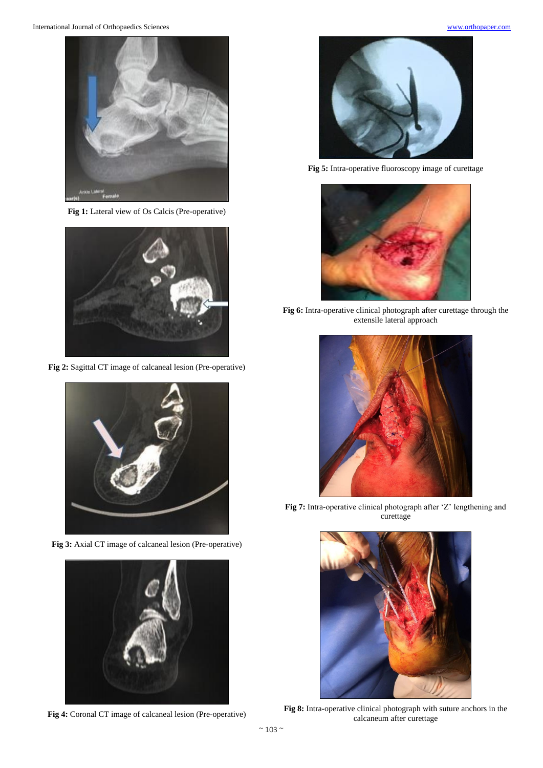Fig 1: Lateral view of Os Calcis (Pre-operative)

Fig 2: Sagittal CT image of calcaneal lesion (Pre-operative)

Fig 3: Axial CT image of calcaneal lesion (Pre-operative)

Fig 4: Coronal CT image of calcaneal lesion (Pre-operative)

Fig 5: Intra-operative fluoroscopy image of curettage

Fig 6: Intra-operative clinical photograph after curettage through the extensile lateral approach

Fig 7: Intra-operative clinical photograph after 'Z' lengthening and curettage

Fig 8: Intra-operative clinical photograph with suture anchors in the calcaneum after curettage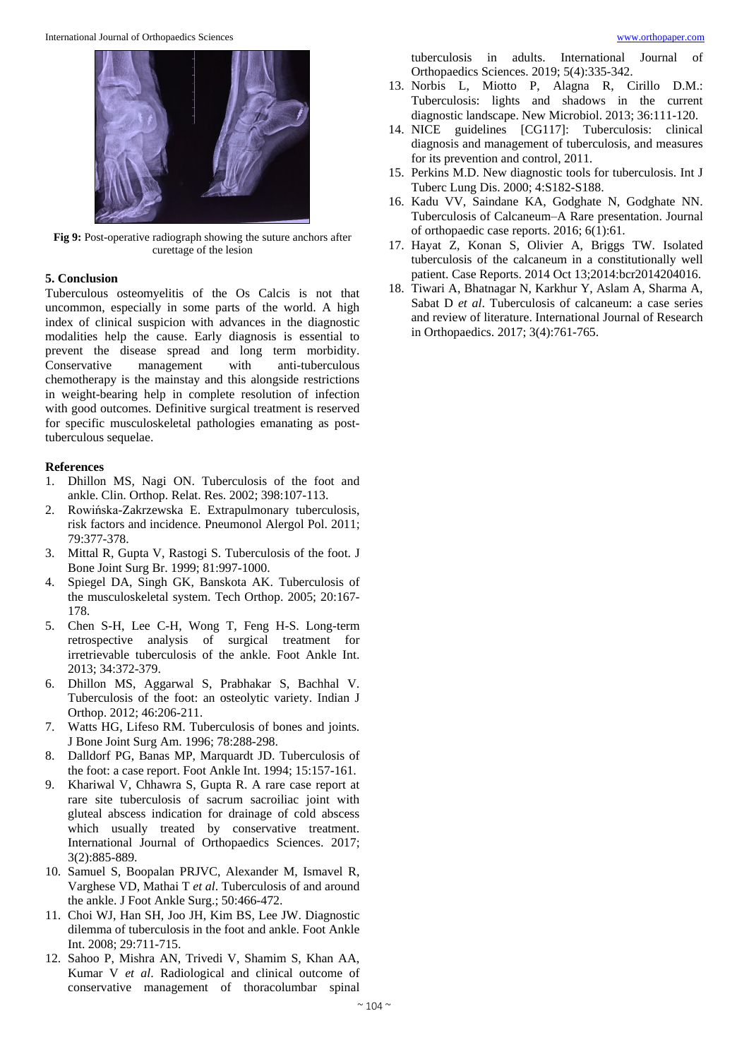Fig 9: Post-operative radiograph showing the suture anchors after curettage of the lesion

## 5. Conclusion

Tuberculous osteomyelitis of the Os Calcis is not that uncommon, especially in some parts of the world. A high index of clinical suspicion with advances in the diagnostic modalities help the cause. Early diagnosis is essential to prevent the disease spread and long term morbidity. Conservative management with anti-tuberculous chemotherapy is the mainstay and this alongside restrictions in weight-bearing help in complete resolution of infection with good outcomes. Definitive surgical treatment is reserved for specific musculoskeletal pathologies emanating as post-tuberculous sequelae.

## References

1. Dhillon MS, Nagi ON. Tuberculosis of the foot and ankle. Clin. Orthop. Relat. Res. 2002; 398:107-113.
2. Rowińska-Zakrzewska E. Extrapulmonary tuberculosis, risk factors and incidence. Pneumonol Alergol Pol. 2011; 79:377-378.
3. Mittal R, Gupta V, Rastogi S. Tuberculosis of the foot. J Bone Joint Surg Br. 1999; 81:997-1000.
4. Spiegel DA, Singh GK, Banskota AK. Tuberculosis of the musculoskeletal system. Tech Orthop. 2005; 20:167-178.
5. Chen S-H, Lee C-H, Wong T, Feng H-S. Long-term retrospective analysis of surgical treatment for irretrievable tuberculosis of the ankle. Foot Ankle Int. 2013; 34:372-379.
6. Dhillon MS, Aggarwal S, Prabhakar S, Bachhal V. Tuberculosis of the foot: an osteolytic variety. Indian J Orthop. 2012; 46:206-211.
7. Watts HG, Lifeso RM. Tuberculosis of bones and joints. J Bone Joint Surg Am. 1996; 78:288-298.
8. Dalldorf PG, Banas MP, Marquardt JD. Tuberculosis of the foot: a case report. Foot Ankle Int. 1994; 15:157-161.
9. Khariwal V, Chhawra S, Gupta R. A rare case report at rare site tuberculosis of sacrum sacroiliac joint with gluteal abscess indication for drainage of cold abscess which usually treated by conservative treatment. International Journal of Orthopaedics Sciences. 2017; 3(2):885-889.
10. Samuel S, Boopalan PRJVC, Alexander M, Ismavel R, Varghese VD, Mathai T *et al*. Tuberculosis of and around the ankle. J Foot Ankle Surg.; 50:466-472.
11. Choi WJ, Han SH, Joo JH, Kim BS, Lee JW. Diagnostic dilemma of tuberculosis in the foot and ankle. Foot Ankle Int. 2008; 29:711-715.
12. Sahoo P, Mishra AN, Trivedi V, Shamim S, Khan AA, Kumar V *et al*. Radiological and clinical outcome of conservative management of thoracolumbar spinal tuberculosis in adults. International Journal of Orthopaedics Sciences. 2019; 5(4):335-342.
13. Norbis L, Miotto P, Alagna R, Cirillo D.M.: Tuberculosis: lights and shadows in the current diagnostic landscape. New Microbiol. 2013; 36:111-120.
14. NICE guidelines [CG117]: Tuberculosis: clinical diagnosis and management of tuberculosis, and measures for its prevention and control, 2011.
15. Perkins M.D. New diagnostic tools for tuberculosis. Int J Tuberc Lung Dis. 2000; 4:S182-S188.
16. Kadu VV, Saindane KA, Godghate N, Godghate NN. Tuberculosis of Calcaneum–A Rare presentation. Journal of orthopaedic case reports. 2016; 6(1):61.
17. Hayat Z, Konan S, Olivier A, Briggs TW. Isolated tuberculosis of the calcaneum in a constitutionally well patient. Case Reports. 2014 Oct 13;2014:bcr2014204016.
18. Tiwari A, Bhatnagar N, Karkhur Y, Aslam A, Sharma A, Sabat D *et al*. Tuberculosis of calcaneum: a case series and review of literature. International Journal of Research in Orthopaedics. 2017; 3(4):761-765.